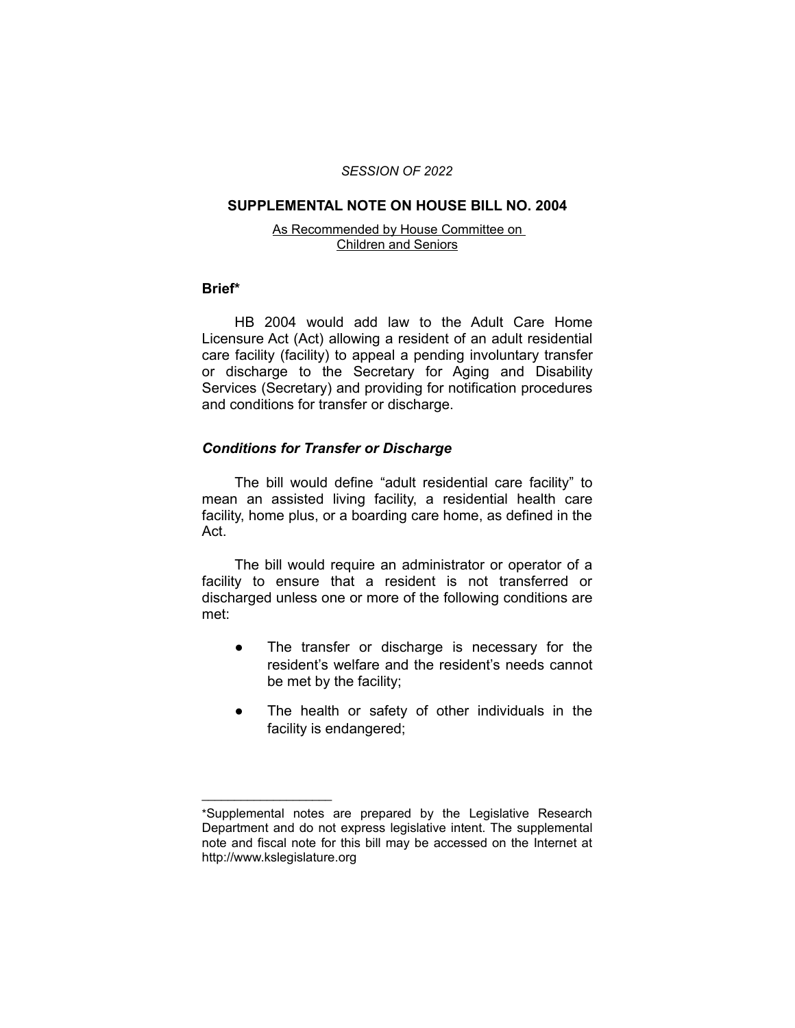*SESSION OF 2022*

## SUPPLEMENTAL NOTE ON HOUSE BILL NO. 2004

As Recommended by House Committee on Children and Seniors

### Brief*

HB 2004 would add law to the Adult Care Home Licensure Act (Act) allowing a resident of an adult residential care facility (facility) to appeal a pending involuntary transfer or discharge to the Secretary for Aging and Disability Services (Secretary) and providing for notification procedures and conditions for transfer or discharge.

### *Conditions for Transfer or Discharge*

The bill would define "adult residential care facility" to mean an assisted living facility, a residential health care facility, home plus, or a boarding care home, as defined in the Act.

The bill would require an administrator or operator of a facility to ensure that a resident is not transferred or discharged unless one or more of the following conditions are met:

- The transfer or discharge is necessary for the resident's welfare and the resident's needs cannot be met by the facility;
- The health or safety of other individuals in the facility is endangered;

---

*Supplemental notes are prepared by the Legislative Research Department and do not express legislative intent. The supplemental note and fiscal note for this bill may be accessed on the Internet at http://www.kslegislature.org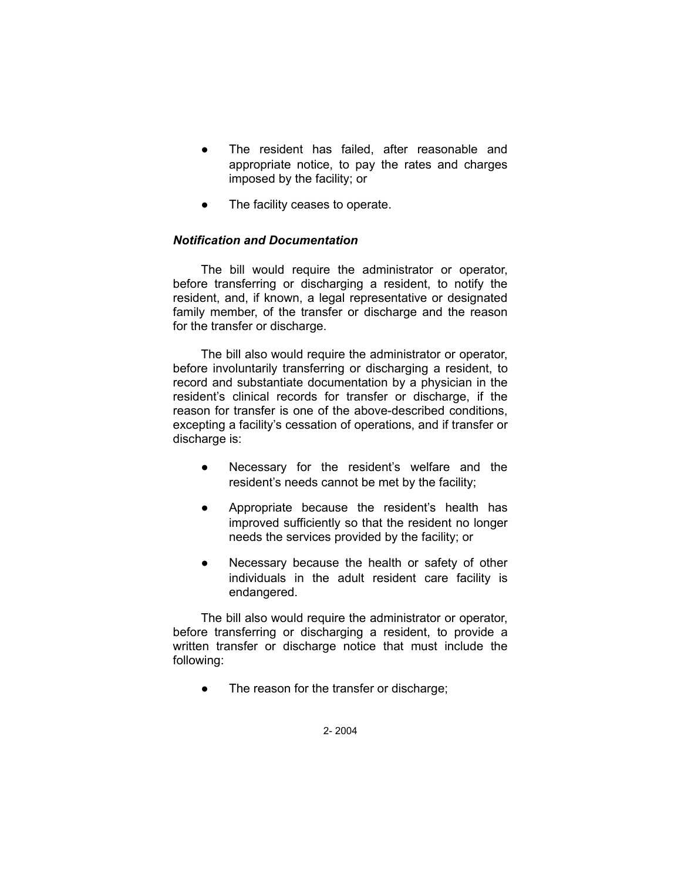- The resident has failed, after reasonable and appropriate notice, to pay the rates and charges imposed by the facility; or

- The facility ceases to operate.

***Notification and Documentation***

The bill would require the administrator or operator, before transferring or discharging a resident, to notify the resident, and, if known, a legal representative or designated family member, of the transfer or discharge and the reason for the transfer or discharge.

The bill also would require the administrator or operator, before involuntarily transferring or discharging a resident, to record and substantiate documentation by a physician in the resident's clinical records for transfer or discharge, if the reason for transfer is one of the above-described conditions, excepting a facility's cessation of operations, and if transfer or discharge is:

- Necessary for the resident's welfare and the resident's needs cannot be met by the facility;

- Appropriate because the resident's health has improved sufficiently so that the resident no longer needs the services provided by the facility; or

- Necessary because the health or safety of other individuals in the adult resident care facility is endangered.

The bill also would require the administrator or operator, before transferring or discharging a resident, to provide a written transfer or discharge notice that must include the following:

- The reason for the transfer or discharge;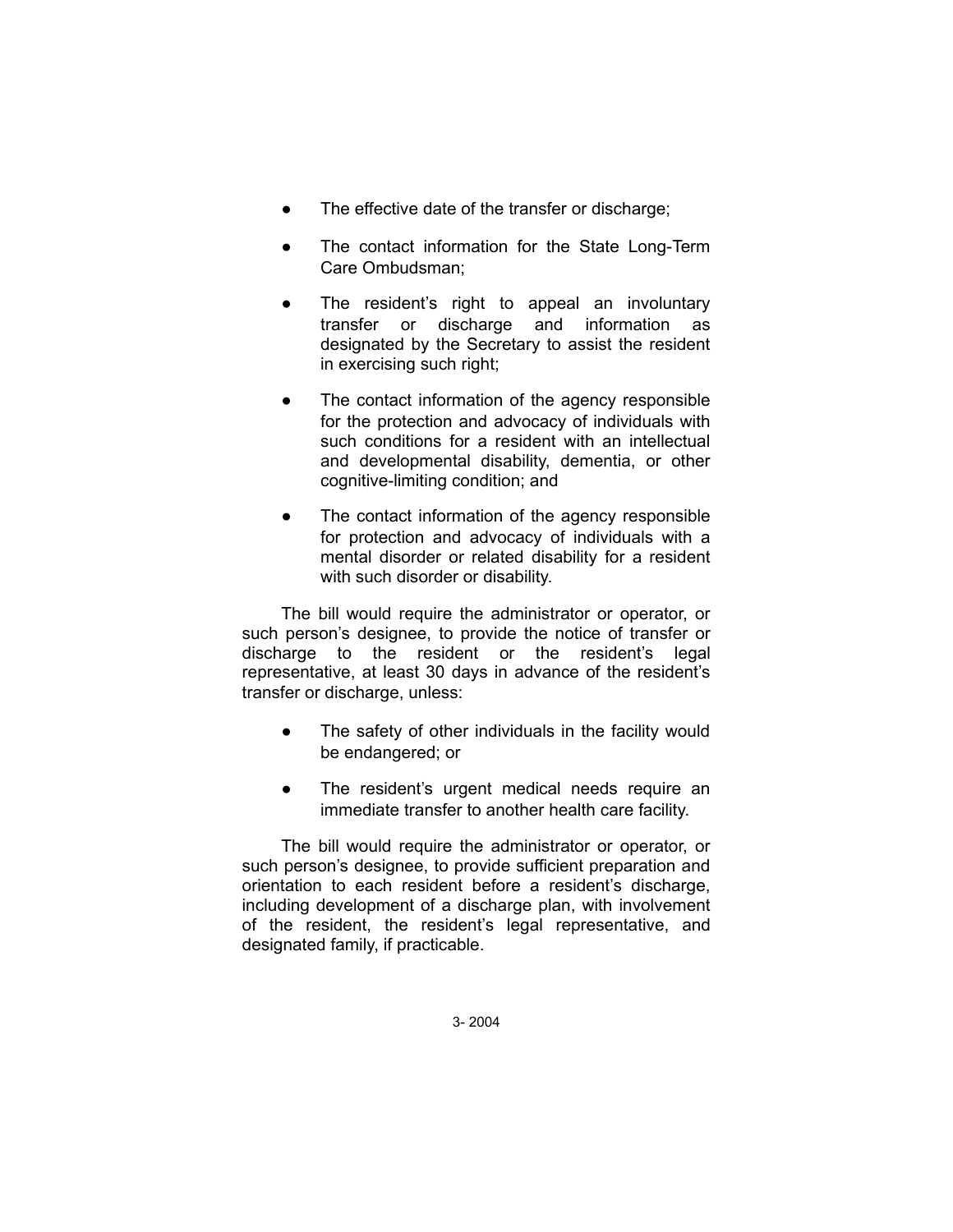- The effective date of the transfer or discharge;

- The contact information for the State Long-Term Care Ombudsman;

- The resident's right to appeal an involuntary transfer or discharge and information as designated by the Secretary to assist the resident in exercising such right;

- The contact information of the agency responsible for the protection and advocacy of individuals with such conditions for a resident with an intellectual and developmental disability, dementia, or other cognitive-limiting condition; and

- The contact information of the agency responsible for protection and advocacy of individuals with a mental disorder or related disability for a resident with such disorder or disability.

The bill would require the administrator or operator, or such person's designee, to provide the notice of transfer or discharge to the resident or the resident's legal representative, at least 30 days in advance of the resident's transfer or discharge, unless:

- The safety of other individuals in the facility would be endangered; or

- The resident's urgent medical needs require an immediate transfer to another health care facility.

The bill would require the administrator or operator, or such person's designee, to provide sufficient preparation and orientation to each resident before a resident's discharge, including development of a discharge plan, with involvement of the resident, the resident's legal representative, and designated family, if practicable.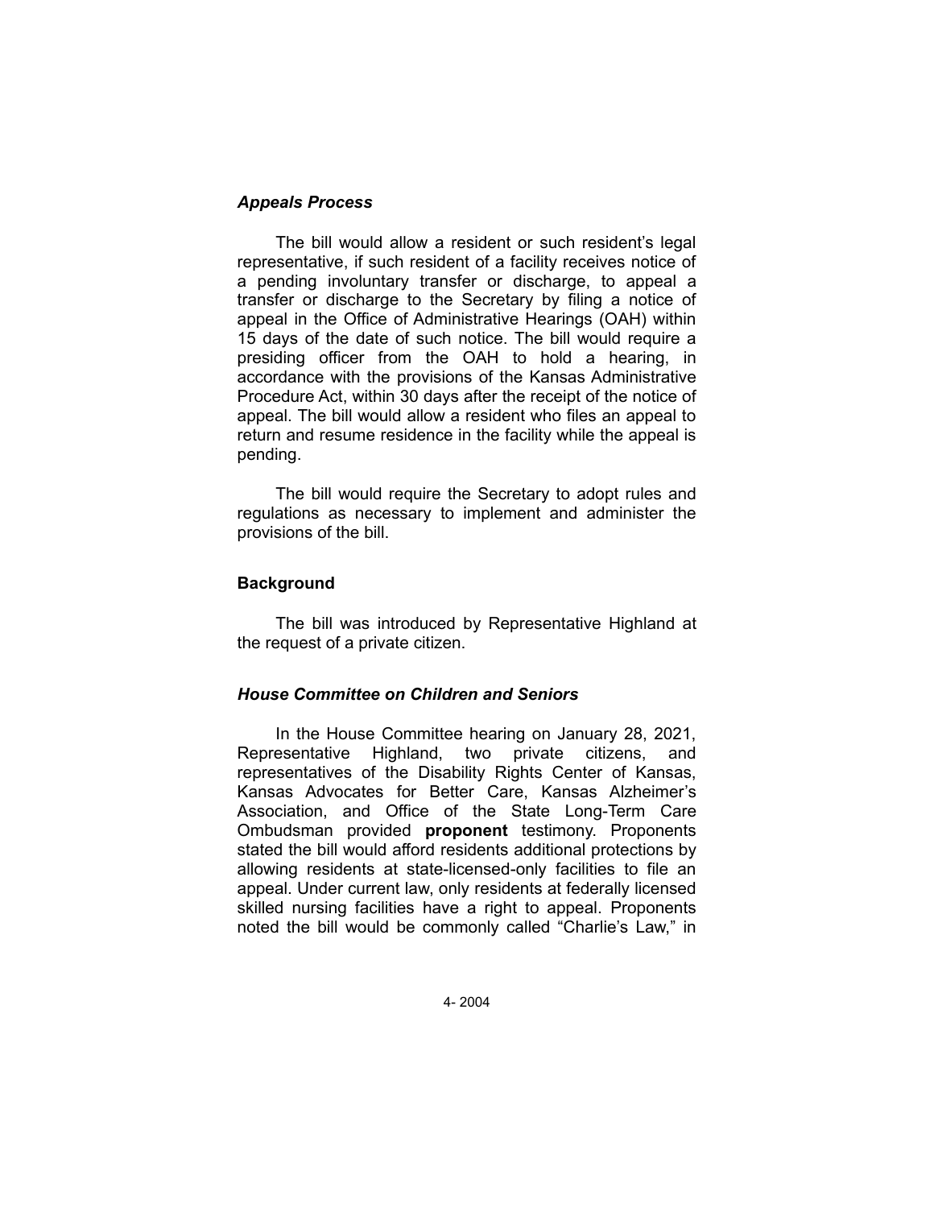### *Appeals Process*

The bill would allow a resident or such resident's legal representative, if such resident of a facility receives notice of a pending involuntary transfer or discharge, to appeal a transfer or discharge to the Secretary by filing a notice of appeal in the Office of Administrative Hearings (OAH) within 15 days of the date of such notice. The bill would require a presiding officer from the OAH to hold a hearing, in accordance with the provisions of the Kansas Administrative Procedure Act, within 30 days after the receipt of the notice of appeal. The bill would allow a resident who files an appeal to return and resume residence in the facility while the appeal is pending.

The bill would require the Secretary to adopt rules and regulations as necessary to implement and administer the provisions of the bill.

## Background

The bill was introduced by Representative Highland at the request of a private citizen.

### *House Committee on Children and Seniors*

In the House Committee hearing on January 28, 2021, Representative Highland, two private citizens, and representatives of the Disability Rights Center of Kansas, Kansas Advocates for Better Care, Kansas Alzheimer's Association, and Office of the State Long-Term Care Ombudsman provided **proponent** testimony. Proponents stated the bill would afford residents additional protections by allowing residents at state-licensed-only facilities to file an appeal. Under current law, only residents at federally licensed skilled nursing facilities have a right to appeal. Proponents noted the bill would be commonly called "Charlie's Law," in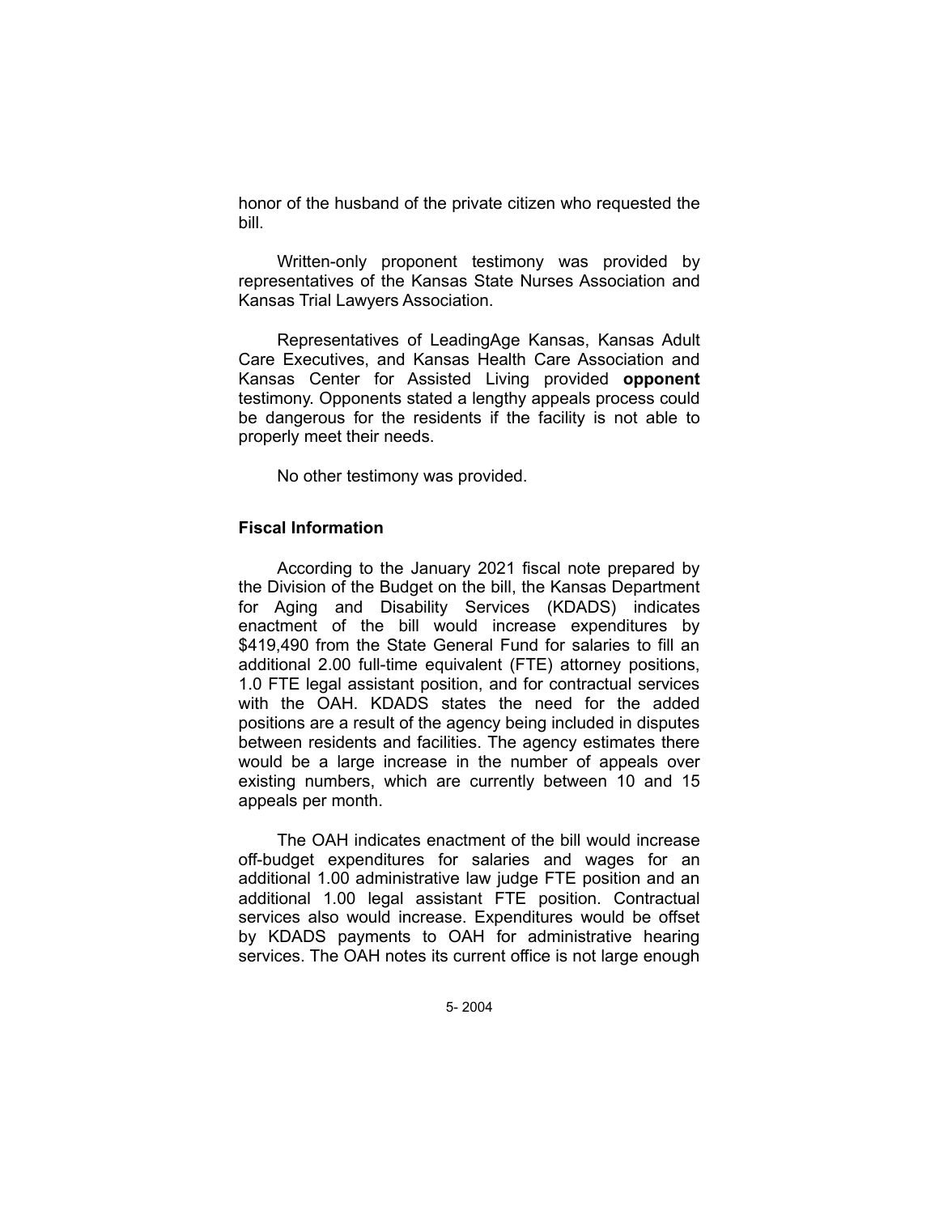honor of the husband of the private citizen who requested the bill.

Written-only proponent testimony was provided by representatives of the Kansas State Nurses Association and Kansas Trial Lawyers Association.

Representatives of LeadingAge Kansas, Kansas Adult Care Executives, and Kansas Health Care Association and Kansas Center for Assisted Living provided **opponent** testimony. Opponents stated a lengthy appeals process could be dangerous for the residents if the facility is not able to properly meet their needs.

No other testimony was provided.

### Fiscal Information

According to the January 2021 fiscal note prepared by the Division of the Budget on the bill, the Kansas Department for Aging and Disability Services (KDADS) indicates enactment of the bill would increase expenditures by $419,490 from the State General Fund for salaries to fill an additional 2.00 full-time equivalent (FTE) attorney positions, 1.0 FTE legal assistant position, and for contractual services with the OAH. KDADS states the need for the added positions are a result of the agency being included in disputes between residents and facilities. The agency estimates there would be a large increase in the number of appeals over existing numbers, which are currently between 10 and 15 appeals per month.

The OAH indicates enactment of the bill would increase off-budget expenditures for salaries and wages for an additional 1.00 administrative law judge FTE position and an additional 1.00 legal assistant FTE position. Contractual services also would increase. Expenditures would be offset by KDADS payments to OAH for administrative hearing services. The OAH notes its current office is not large enough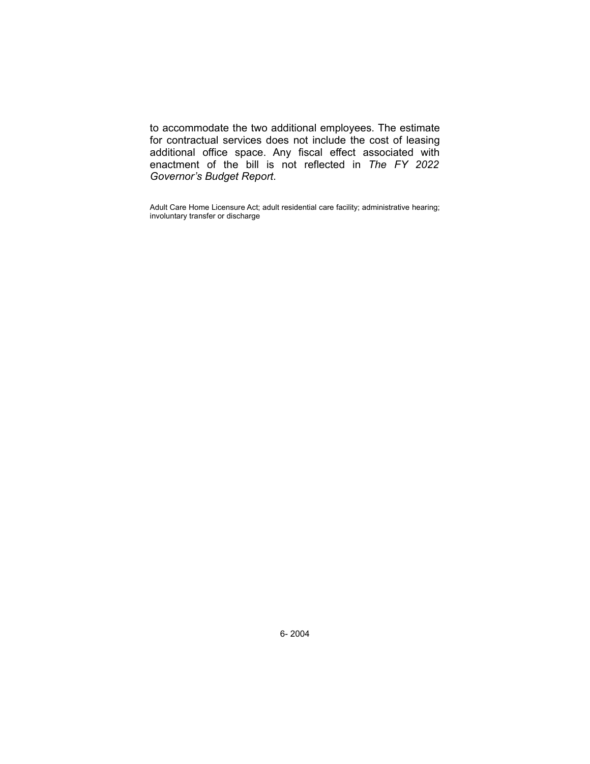to accommodate the two additional employees. The estimate for contractual services does not include the cost of leasing additional office space. Any fiscal effect associated with enactment of the bill is not reflected in *The FY 2022 Governor's Budget Report*.

Adult Care Home Licensure Act; adult residential care facility; administrative hearing; involuntary transfer or discharge